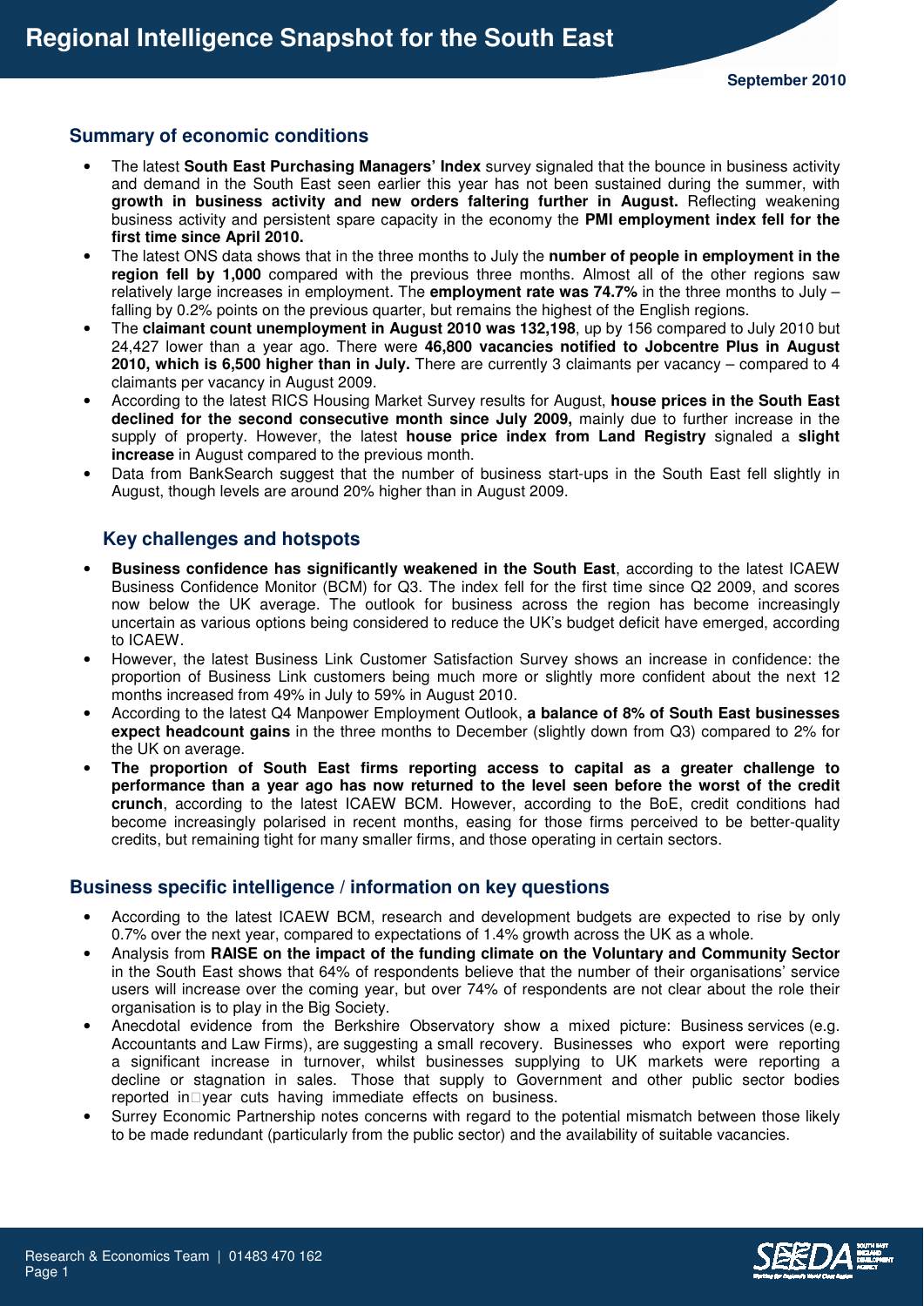# Regional Intelligence Snapshot for the South East

**September 2010**

## Summary of economic conditions

- The latest **South East Purchasing Managers' Index** survey signaled that the bounce in business activity and demand in the South East seen earlier this year has not been sustained during the summer, with **growth in business activity and new orders faltering further in August.** Reflecting weakening business activity and persistent spare capacity in the economy the **PMI employment index fell for the first time since April 2010.**
- The latest ONS data shows that in the three months to July the **number of people in employment in the region fell by 1,000** compared with the previous three months. Almost all of the other regions saw relatively large increases in employment. The **employment rate was 74.7%** in the three months to July – falling by 0.2% points on the previous quarter, but remains the highest of the English regions.
- The **claimant count unemployment in August 2010 was 132,198**, up by 156 compared to July 2010 but 24,427 lower than a year ago. There were **46,800 vacancies notified to Jobcentre Plus in August 2010, which is 6,500 higher than in July.** There are currently 3 claimants per vacancy – compared to 4 claimants per vacancy in August 2009.
- According to the latest RICS Housing Market Survey results for August, **house prices in the South East declined for the second consecutive month since July 2009,** mainly due to further increase in the supply of property. However, the latest **house price index from Land Registry** signaled a **slight increase** in August compared to the previous month.
- Data from BankSearch suggest that the number of business start-ups in the South East fell slightly in August, though levels are around 20% higher than in August 2009.

## Key challenges and hotspots

- **Business confidence has significantly weakened in the South East**, according to the latest ICAEW Business Confidence Monitor (BCM) for Q3. The index fell for the first time since Q2 2009, and scores now below the UK average. The outlook for business across the region has become increasingly uncertain as various options being considered to reduce the UK's budget deficit have emerged, according to ICAEW.
- However, the latest Business Link Customer Satisfaction Survey shows an increase in confidence: the proportion of Business Link customers being much more or slightly more confident about the next 12 months increased from 49% in July to 59% in August 2010.
- According to the latest Q4 Manpower Employment Outlook, **a balance of 8% of South East businesses expect headcount gains** in the three months to December (slightly down from Q3) compared to 2% for the UK on average.
- **The proportion of South East firms reporting access to capital as a greater challenge to performance than a year ago has now returned to the level seen before the worst of the credit crunch**, according to the latest ICAEW BCM. However, according to the BoE, credit conditions had become increasingly polarised in recent months, easing for those firms perceived to be better-quality credits, but remaining tight for many smaller firms, and those operating in certain sectors.

## Business specific intelligence / information on key questions

- According to the latest ICAEW BCM, research and development budgets are expected to rise by only 0.7% over the next year, compared to expectations of 1.4% growth across the UK as a whole.
- Analysis from **RAISE on the impact of the funding climate on the Voluntary and Community Sector** in the South East shows that 64% of respondents believe that the number of their organisations' service users will increase over the coming year, but over 74% of respondents are not clear about the role their organisation is to play in the Big Society.
- Anecdotal evidence from the Berkshire Observatory show a mixed picture: Business services (e.g. Accountants and Law Firms), are suggesting a small recovery. Businesses who export were reporting a significant increase in turnover, whilst businesses supplying to UK markets were reporting a decline or stagnation in sales. Those that supply to Government and other public sector bodies reported in-year cuts having immediate effects on business.
- Surrey Economic Partnership notes concerns with regard to the potential mismatch between those likely to be made redundant (particularly from the public sector) and the availability of suitable vacancies.

Research & Economics Team | 01483 470 162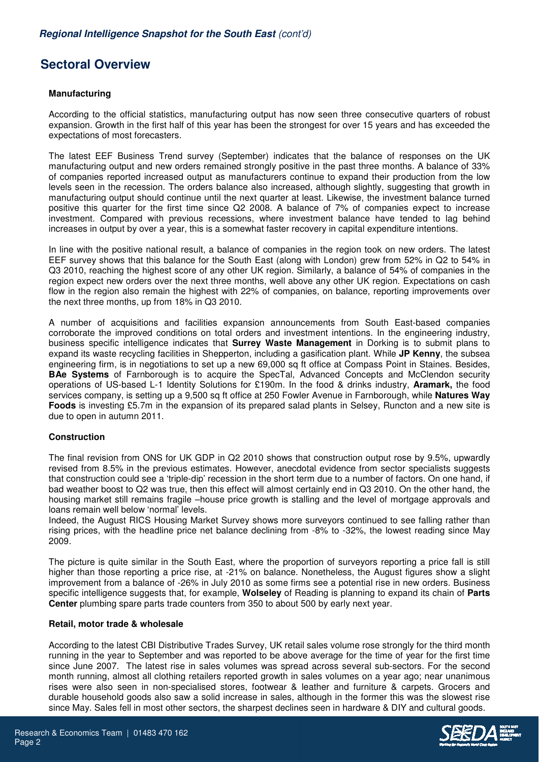## Sectoral Overview

### Manufacturing

According to the official statistics, manufacturing output has now seen three consecutive quarters of robust expansion. Growth in the first half of this year has been the strongest for over 15 years and has exceeded the expectations of most forecasters.

The latest EEF Business Trend survey (September) indicates that the balance of responses on the UK manufacturing output and new orders remained strongly positive in the past three months. A balance of 33% of companies reported increased output as manufacturers continue to expand their production from the low levels seen in the recession. The orders balance also increased, although slightly, suggesting that growth in manufacturing output should continue until the next quarter at least. Likewise, the investment balance turned positive this quarter for the first time since Q2 2008. A balance of 7% of companies expect to increase investment. Compared with previous recessions, where investment balance have tended to lag behind increases in output by over a year, this is a somewhat faster recovery in capital expenditure intentions.

In line with the positive national result, a balance of companies in the region took on new orders. The latest EEF survey shows that this balance for the South East (along with London) grew from 52% in Q2 to 54% in Q3 2010, reaching the highest score of any other UK region. Similarly, a balance of 54% of companies in the region expect new orders over the next three months, well above any other UK region. Expectations on cash flow in the region also remain the highest with 22% of companies, on balance, reporting improvements over the next three months, up from 18% in Q3 2010.

A number of acquisitions and facilities expansion announcements from South East-based companies corroborate the improved conditions on total orders and investment intentions. In the engineering industry, business specific intelligence indicates that **Surrey Waste Management** in Dorking is to submit plans to expand its waste recycling facilities in Shepperton, including a gasification plant. While **JP Kenny**, the subsea engineering firm, is in negotiations to set up a new 69,000 sq ft office at Compass Point in Staines. Besides, **BAe Systems** of Farnborough is to acquire the SpecTal, Advanced Concepts and McClendon security operations of US-based L-1 Identity Solutions for £190m. In the food & drinks industry, **Aramark,** the food services company, is setting up a 9,500 sq ft office at 250 Fowler Avenue in Farnborough, while **Natures Way Foods** is investing £5.7m in the expansion of its prepared salad plants in Selsey, Runcton and a new site is due to open in autumn 2011.

### Construction

The final revision from ONS for UK GDP in Q2 2010 shows that construction output rose by 9.5%, upwardly revised from 8.5% in the previous estimates. However, anecdotal evidence from sector specialists suggests that construction could see a 'triple-dip' recession in the short term due to a number of factors. On one hand, if bad weather boost to Q2 was true, then this effect will almost certainly end in Q3 2010. On the other hand, the housing market still remains fragile –house price growth is stalling and the level of mortgage approvals and loans remain well below 'normal' levels.

Indeed, the August RICS Housing Market Survey shows more surveyors continued to see falling rather than rising prices, with the headline price net balance declining from -8% to -32%, the lowest reading since May 2009.

The picture is quite similar in the South East, where the proportion of surveyors reporting a price fall is still higher than those reporting a price rise, at -21% on balance. Nonetheless, the August figures show a slight improvement from a balance of -26% in July 2010 as some firms see a potential rise in new orders. Business specific intelligence suggests that, for example, **Wolseley** of Reading is planning to expand its chain of **Parts Center** plumbing spare parts trade counters from 350 to about 500 by early next year.

### Retail, motor trade & wholesale

According to the latest CBI Distributive Trades Survey, UK retail sales volume rose strongly for the third month running in the year to September and was reported to be above average for the time of year for the first time since June 2007. The latest rise in sales volumes was spread across several sub-sectors. For the second month running, almost all clothing retailers reported growth in sales volumes on a year ago; near unanimous rises were also seen in non-specialised stores, footwear & leather and furniture & carpets. Grocers and durable household goods also saw a solid increase in sales, although in the former this was the slowest rise since May. Sales fell in most other sectors, the sharpest declines seen in hardware & DIY and cultural goods.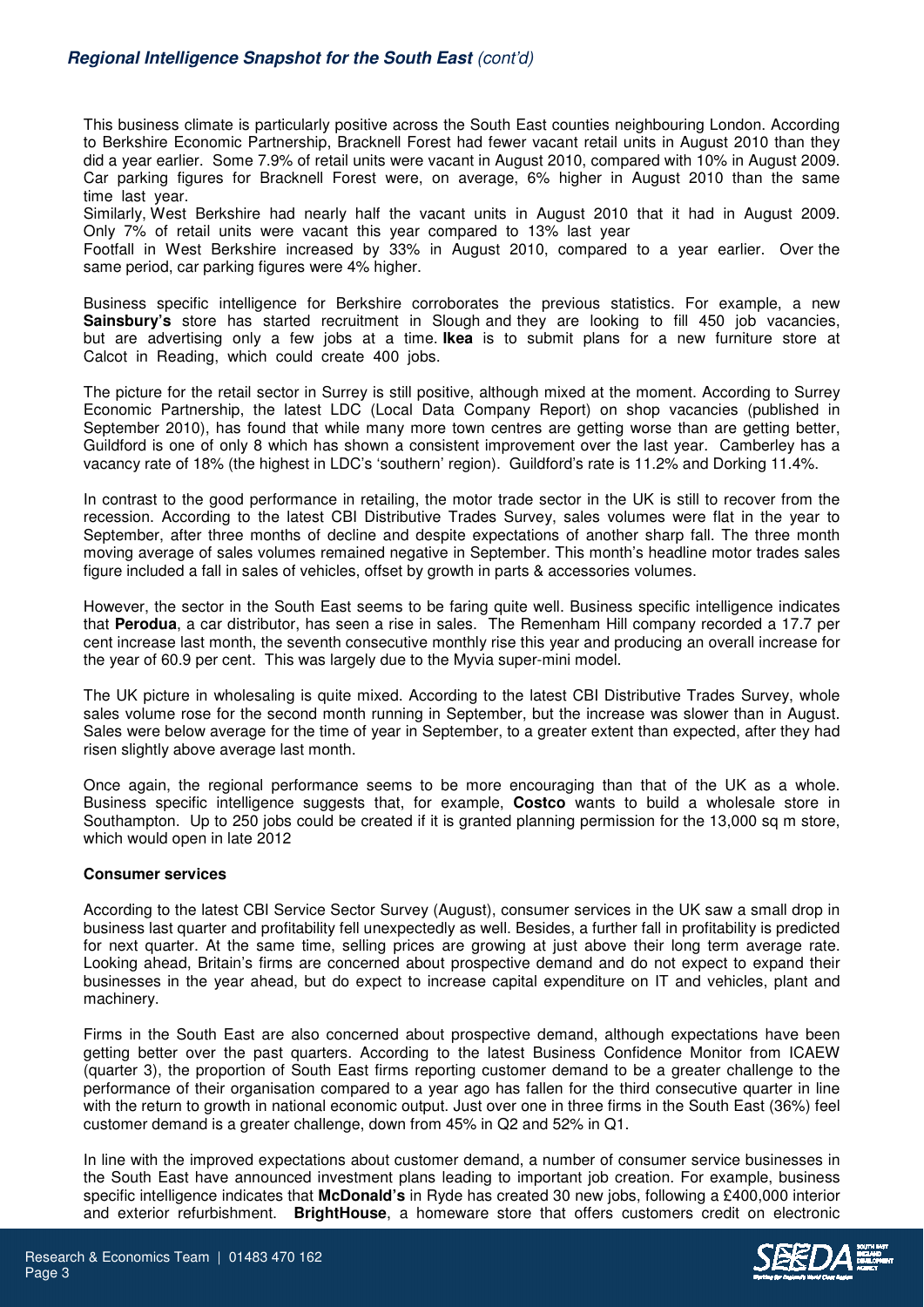This business climate is particularly positive across the South East counties neighbouring London. According to Berkshire Economic Partnership, Bracknell Forest had fewer vacant retail units in August 2010 than they did a year earlier. Some 7.9% of retail units were vacant in August 2010, compared with 10% in August 2009. Car parking figures for Bracknell Forest were, on average, 6% higher in August 2010 than the same time last year.

Similarly, West Berkshire had nearly half the vacant units in August 2010 that it had in August 2009. Only 7% of retail units were vacant this year compared to 13% last year

Footfall in West Berkshire increased by 33% in August 2010, compared to a year earlier. Over the same period, car parking figures were 4% higher.

Business specific intelligence for Berkshire corroborates the previous statistics. For example, a new **Sainsbury's** store has started recruitment in Slough and they are looking to fill 450 job vacancies, but are advertising only a few jobs at a time. **Ikea** is to submit plans for a new furniture store at Calcot in Reading, which could create 400 jobs.

The picture for the retail sector in Surrey is still positive, although mixed at the moment. According to Surrey Economic Partnership, the latest LDC (Local Data Company Report) on shop vacancies (published in September 2010), has found that while many more town centres are getting worse than are getting better, Guildford is one of only 8 which has shown a consistent improvement over the last year. Camberley has a vacancy rate of 18% (the highest in LDC's 'southern' region). Guildford's rate is 11.2% and Dorking 11.4%.

In contrast to the good performance in retailing, the motor trade sector in the UK is still to recover from the recession. According to the latest CBI Distributive Trades Survey, sales volumes were flat in the year to September, after three months of decline and despite expectations of another sharp fall. The three month moving average of sales volumes remained negative in September. This month's headline motor trades sales figure included a fall in sales of vehicles, offset by growth in parts & accessories volumes.

However, the sector in the South East seems to be faring quite well. Business specific intelligence indicates that **Perodua**, a car distributor, has seen a rise in sales. The Remenham Hill company recorded a 17.7 per cent increase last month, the seventh consecutive monthly rise this year and producing an overall increase for the year of 60.9 per cent. This was largely due to the Myvia super-mini model.

The UK picture in wholesaling is quite mixed. According to the latest CBI Distributive Trades Survey, whole sales volume rose for the second month running in September, but the increase was slower than in August. Sales were below average for the time of year in September, to a greater extent than expected, after they had risen slightly above average last month.

Once again, the regional performance seems to be more encouraging than that of the UK as a whole. Business specific intelligence suggests that, for example, **Costco** wants to build a wholesale store in Southampton. Up to 250 jobs could be created if it is granted planning permission for the 13,000 sq m store, which would open in late 2012

**Consumer services**

According to the latest CBI Service Sector Survey (August), consumer services in the UK saw a small drop in business last quarter and profitability fell unexpectedly as well. Besides, a further fall in profitability is predicted for next quarter. At the same time, selling prices are growing at just above their long term average rate. Looking ahead, Britain's firms are concerned about prospective demand and do not expect to expand their businesses in the year ahead, but do expect to increase capital expenditure on IT and vehicles, plant and machinery.

Firms in the South East are also concerned about prospective demand, although expectations have been getting better over the past quarters. According to the latest Business Confidence Monitor from ICAEW (quarter 3), the proportion of South East firms reporting customer demand to be a greater challenge to the performance of their organisation compared to a year ago has fallen for the third consecutive quarter in line with the return to growth in national economic output. Just over one in three firms in the South East (36%) feel customer demand is a greater challenge, down from 45% in Q2 and 52% in Q1.

In line with the improved expectations about customer demand, a number of consumer service businesses in the South East have announced investment plans leading to important job creation. For example, business specific intelligence indicates that **McDonald's** in Ryde has created 30 new jobs, following a £400,000 interior and exterior refurbishment. **BrightHouse**, a homeware store that offers customers credit on electronic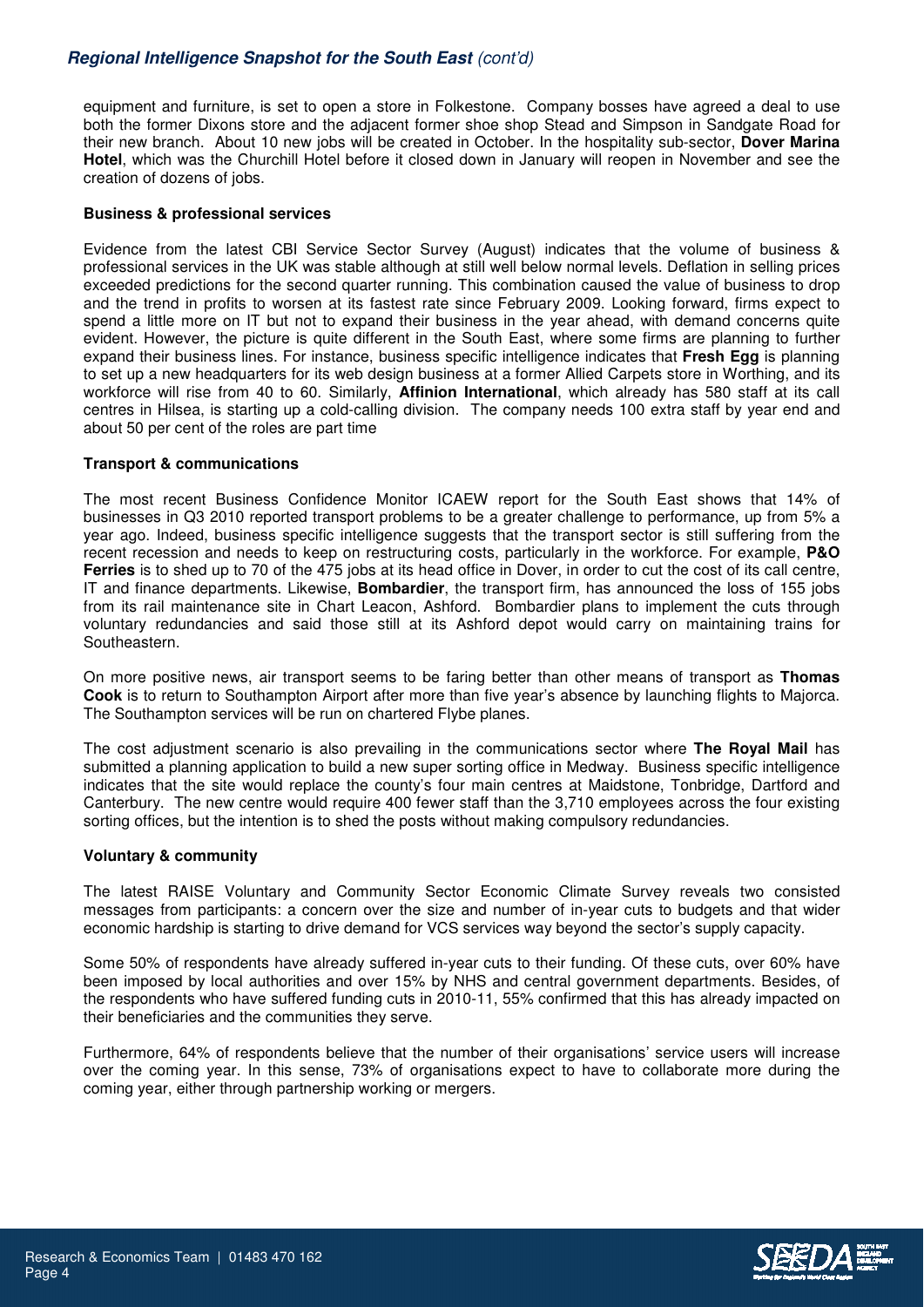equipment and furniture, is set to open a store in Folkestone. Company bosses have agreed a deal to use both the former Dixons store and the adjacent former shoe shop Stead and Simpson in Sandgate Road for their new branch. About 10 new jobs will be created in October. In the hospitality sub-sector, **Dover Marina Hotel**, which was the Churchill Hotel before it closed down in January will reopen in November and see the creation of dozens of jobs.

**Business & professional services**

Evidence from the latest CBI Service Sector Survey (August) indicates that the volume of business & professional services in the UK was stable although at still well below normal levels. Deflation in selling prices exceeded predictions for the second quarter running. This combination caused the value of business to drop and the trend in profits to worsen at its fastest rate since February 2009. Looking forward, firms expect to spend a little more on IT but not to expand their business in the year ahead, with demand concerns quite evident. However, the picture is quite different in the South East, where some firms are planning to further expand their business lines. For instance, business specific intelligence indicates that **Fresh Egg** is planning to set up a new headquarters for its web design business at a former Allied Carpets store in Worthing, and its workforce will rise from 40 to 60. Similarly, **Affinion International**, which already has 580 staff at its call centres in Hilsea, is starting up a cold-calling division. The company needs 100 extra staff by year end and about 50 per cent of the roles are part time

**Transport & communications**

The most recent Business Confidence Monitor ICAEW report for the South East shows that 14% of businesses in Q3 2010 reported transport problems to be a greater challenge to performance, up from 5% a year ago. Indeed, business specific intelligence suggests that the transport sector is still suffering from the recent recession and needs to keep on restructuring costs, particularly in the workforce. For example, **P&O Ferries** is to shed up to 70 of the 475 jobs at its head office in Dover, in order to cut the cost of its call centre, IT and finance departments. Likewise, **Bombardier**, the transport firm, has announced the loss of 155 jobs from its rail maintenance site in Chart Leacon, Ashford. Bombardier plans to implement the cuts through voluntary redundancies and said those still at its Ashford depot would carry on maintaining trains for Southeastern.

On more positive news, air transport seems to be faring better than other means of transport as **Thomas Cook** is to return to Southampton Airport after more than five year's absence by launching flights to Majorca. The Southampton services will be run on chartered Flybe planes.

The cost adjustment scenario is also prevailing in the communications sector where **The Royal Mail** has submitted a planning application to build a new super sorting office in Medway. Business specific intelligence indicates that the site would replace the county's four main centres at Maidstone, Tonbridge, Dartford and Canterbury. The new centre would require 400 fewer staff than the 3,710 employees across the four existing sorting offices, but the intention is to shed the posts without making compulsory redundancies.

**Voluntary & community**

The latest RAISE Voluntary and Community Sector Economic Climate Survey reveals two consisted messages from participants: a concern over the size and number of in-year cuts to budgets and that wider economic hardship is starting to drive demand for VCS services way beyond the sector's supply capacity.

Some 50% of respondents have already suffered in-year cuts to their funding. Of these cuts, over 60% have been imposed by local authorities and over 15% by NHS and central government departments. Besides, of the respondents who have suffered funding cuts in 2010-11, 55% confirmed that this has already impacted on their beneficiaries and the communities they serve.

Furthermore, 64% of respondents believe that the number of their organisations' service users will increase over the coming year. In this sense, 73% of organisations expect to have to collaborate more during the coming year, either through partnership working or mergers.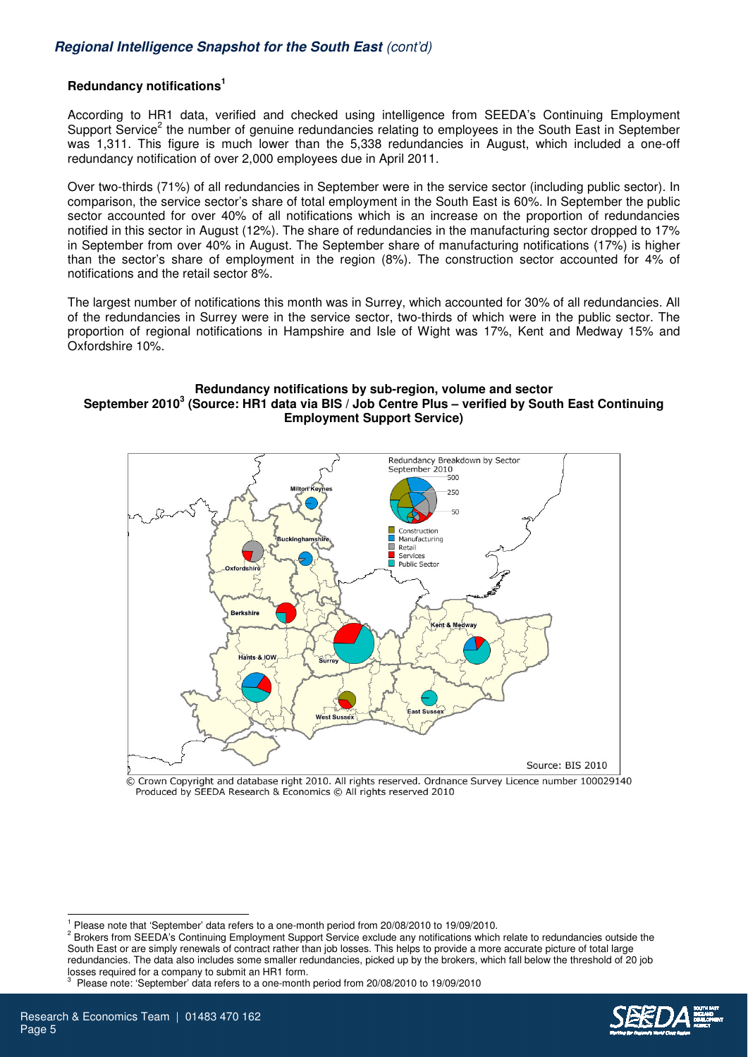## Redundancy notifications[1]

According to HR1 data, verified and checked using intelligence from SEEDA's Continuing Employment Support Service[2] the number of genuine redundancies relating to employees in the South East in September was 1,311. This figure is much lower than the 5,338 redundancies in August, which included a one-off redundancy notification of over 2,000 employees due in April 2011.

Over two-thirds (71%) of all redundancies in September were in the service sector (including public sector). In comparison, the service sector's share of total employment in the South East is 60%. In September the public sector accounted for over 40% of all notifications which is an increase on the proportion of redundancies notified in this sector in August (12%). The share of redundancies in the manufacturing sector dropped to 17% in September from over 40% in August. The September share of manufacturing notifications (17%) is higher than the sector's share of employment in the region (8%). The construction sector accounted for 4% of notifications and the retail sector 8%.

The largest number of notifications this month was in Surrey, which accounted for 30% of all redundancies. All of the redundancies in Surrey were in the service sector, two-thirds of which were in the public sector. The proportion of regional notifications in Hampshire and Isle of Wight was 17%, Kent and Medway 15% and Oxfordshire 10%.

**Redundancy notifications by sub-region, volume and sector September 2010[3] (Source: HR1 data via BIS / Job Centre Plus – verified by South East Continuing Employment Support Service)**

Redundancy Breakdown by Sector
September 2010
500
250
50
Construction
Manufacturing
Retail
Services
Public Sector

Milton Keynes
Buckinghamshire
Oxfordshire
Berkshire
Hants & IOW
Surrey
West Sussex
East Sussex
Kent & Medway

Source: BIS 2010

© Crown Copyright and database right 2010. All rights reserved. Ordnance Survey Licence number 100029140
Produced by SEEDA Research & Economics © All rights reserved 2010

---

[1] Please note that 'September' data refers to a one-month period from 20/08/2010 to 19/09/2010.

[2] Brokers from SEEDA's Continuing Employment Support Service exclude any notifications which relate to redundancies outside the South East or are simply renewals of contract rather than job losses. This helps to provide a more accurate picture of total large redundancies. The data also includes some smaller redundancies, picked up by the brokers, which fall below the threshold of 20 job losses required for a company to submit an HR1 form.

[3] Please note: 'September' data refers to a one-month period from 20/08/2010 to 19/09/2010